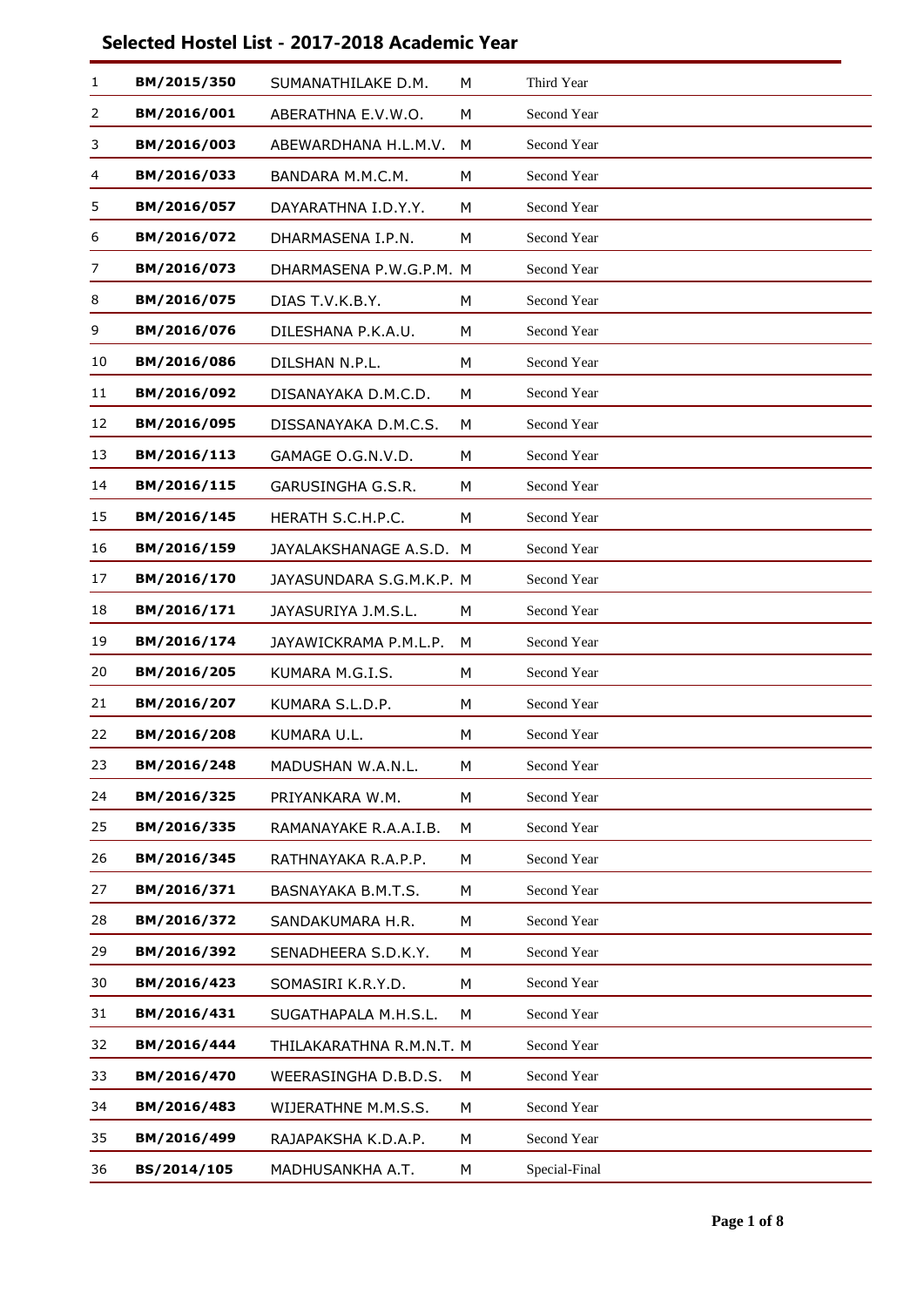## Selected Hostel List - 2017-2018 Academic Year

| | | | | |
|---|---|---|---|---|
| 1 | **BM/2015/350** | SUMANATHILAKE D.M. | M | Third Year |
| 2 | **BM/2016/001** | ABERATHNA E.V.W.O. | M | Second Year |
| 3 | **BM/2016/003** | ABEWARDHANA H.L.M.V. | M | Second Year |
| 4 | **BM/2016/033** | BANDARA M.M.C.M. | M | Second Year |
| 5 | **BM/2016/057** | DAYARATHNA I.D.Y.Y. | M | Second Year |
| 6 | **BM/2016/072** | DHARMASENA I.P.N. | M | Second Year |
| 7 | **BM/2016/073** | DHARMASENA P.W.G.P.M. | M | Second Year |
| 8 | **BM/2016/075** | DIAS T.V.K.B.Y. | M | Second Year |
| 9 | **BM/2016/076** | DILESHANA P.K.A.U. | M | Second Year |
| 10 | **BM/2016/086** | DILSHAN N.P.L. | M | Second Year |
| 11 | **BM/2016/092** | DISANAYAKA D.M.C.D. | M | Second Year |
| 12 | **BM/2016/095** | DISSANAYAKA D.M.C.S. | M | Second Year |
| 13 | **BM/2016/113** | GAMAGE O.G.N.V.D. | M | Second Year |
| 14 | **BM/2016/115** | GARUSINGHA G.S.R. | M | Second Year |
| 15 | **BM/2016/145** | HERATH S.C.H.P.C. | M | Second Year |
| 16 | **BM/2016/159** | JAYALAKSHANAGE A.S.D. | M | Second Year |
| 17 | **BM/2016/170** | JAYASUNDARA S.G.M.K.P. | M | Second Year |
| 18 | **BM/2016/171** | JAYASURIYA J.M.S.L. | M | Second Year |
| 19 | **BM/2016/174** | JAYAWICKRAMA P.M.L.P. | M | Second Year |
| 20 | **BM/2016/205** | KUMARA M.G.I.S. | M | Second Year |
| 21 | **BM/2016/207** | KUMARA S.L.D.P. | M | Second Year |
| 22 | **BM/2016/208** | KUMARA U.L. | M | Second Year |
| 23 | **BM/2016/248** | MADUSHAN W.A.N.L. | M | Second Year |
| 24 | **BM/2016/325** | PRIYANKARA W.M. | M | Second Year |
| 25 | **BM/2016/335** | RAMANAYAKE R.A.A.I.B. | M | Second Year |
| 26 | **BM/2016/345** | RATHNAYAKA R.A.P.P. | M | Second Year |
| 27 | **BM/2016/371** | BASNAYAKA B.M.T.S. | M | Second Year |
| 28 | **BM/2016/372** | SANDAKUMARA H.R. | M | Second Year |
| 29 | **BM/2016/392** | SENADHEERA S.D.K.Y. | M | Second Year |
| 30 | **BM/2016/423** | SOMASIRI K.R.Y.D. | M | Second Year |
| 31 | **BM/2016/431** | SUGATHAPALA M.H.S.L. | M | Second Year |
| 32 | **BM/2016/444** | THILAKARATHNA R.M.N.T. | M | Second Year |
| 33 | **BM/2016/470** | WEERASINGHA D.B.D.S. | M | Second Year |
| 34 | **BM/2016/483** | WIJERATHNE M.M.S.S. | M | Second Year |
| 35 | **BM/2016/499** | RAJAPAKSHA K.D.A.P. | M | Second Year |
| 36 | **BS/2014/105** | MADHUSANKHA A.T. | M | Special-Final |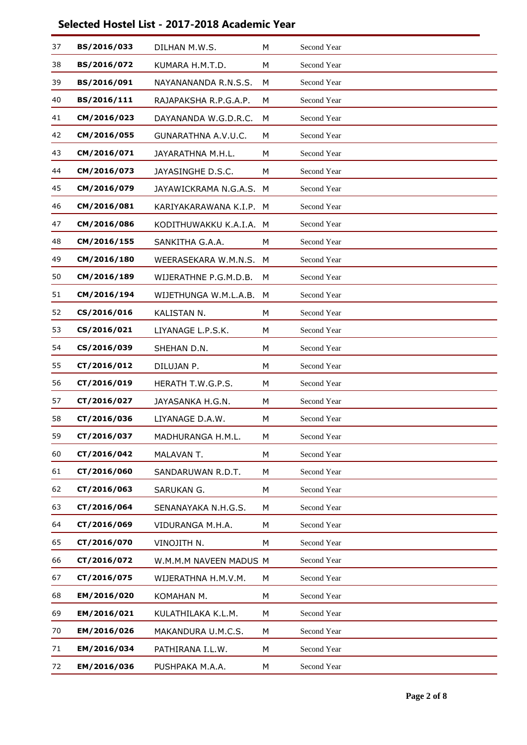## Selected Hostel List - 2017-2018 Academic Year

| | | | | |
|---|---|---|---|---|
| 37 | **BS/2016/033** | DILHAN M.W.S. | M | Second Year |
| 38 | **BS/2016/072** | KUMARA H.M.T.D. | M | Second Year |
| 39 | **BS/2016/091** | NAYANANANDA R.N.S.S. | M | Second Year |
| 40 | **BS/2016/111** | RAJAPAKSHA R.P.G.A.P. | M | Second Year |
| 41 | **CM/2016/023** | DAYANANDA W.G.D.R.C. | M | Second Year |
| 42 | **CM/2016/055** | GUNARATHNA A.V.U.C. | M | Second Year |
| 43 | **CM/2016/071** | JAYARATHNA M.H.L. | M | Second Year |
| 44 | **CM/2016/073** | JAYASINGHE D.S.C. | M | Second Year |
| 45 | **CM/2016/079** | JAYAWICKRAMA N.G.A.S. | M | Second Year |
| 46 | **CM/2016/081** | KARIYAKARAWANA K.I.P. | M | Second Year |
| 47 | **CM/2016/086** | KODITHUWAKKU K.A.I.A. | M | Second Year |
| 48 | **CM/2016/155** | SANKITHA G.A.A. | M | Second Year |
| 49 | **CM/2016/180** | WEERASEKARA W.M.N.S. | M | Second Year |
| 50 | **CM/2016/189** | WIJERATHNE P.G.M.D.B. | M | Second Year |
| 51 | **CM/2016/194** | WIJETHUNGA W.M.L.A.B. | M | Second Year |
| 52 | **CS/2016/016** | KALISTAN N. | M | Second Year |
| 53 | **CS/2016/021** | LIYANAGE L.P.S.K. | M | Second Year |
| 54 | **CS/2016/039** | SHEHAN D.N. | M | Second Year |
| 55 | **CT/2016/012** | DILUJAN P. | M | Second Year |
| 56 | **CT/2016/019** | HERATH T.W.G.P.S. | M | Second Year |
| 57 | **CT/2016/027** | JAYASANKA H.G.N. | M | Second Year |
| 58 | **CT/2016/036** | LIYANAGE D.A.W. | M | Second Year |
| 59 | **CT/2016/037** | MADHURANGA H.M.L. | M | Second Year |
| 60 | **CT/2016/042** | MALAVAN T. | M | Second Year |
| 61 | **CT/2016/060** | SANDARUWAN R.D.T. | M | Second Year |
| 62 | **CT/2016/063** | SARUKAN G. | M | Second Year |
| 63 | **CT/2016/064** | SENANAYAKA N.H.G.S. | M | Second Year |
| 64 | **CT/2016/069** | VIDURANGA M.H.A. | M | Second Year |
| 65 | **CT/2016/070** | VINOJITH N. | M | Second Year |
| 66 | **CT/2016/072** | W.M.M.M NAVEEN MADUS | M | Second Year |
| 67 | **CT/2016/075** | WIJERATHNA H.M.V.M. | M | Second Year |
| 68 | **EM/2016/020** | KOMAHAN M. | M | Second Year |
| 69 | **EM/2016/021** | KULATHILAKA K.L.M. | M | Second Year |
| 70 | **EM/2016/026** | MAKANDURA U.M.C.S. | M | Second Year |
| 71 | **EM/2016/034** | PATHIRANA I.L.W. | M | Second Year |
| 72 | **EM/2016/036** | PUSHPAKA M.A.A. | M | Second Year |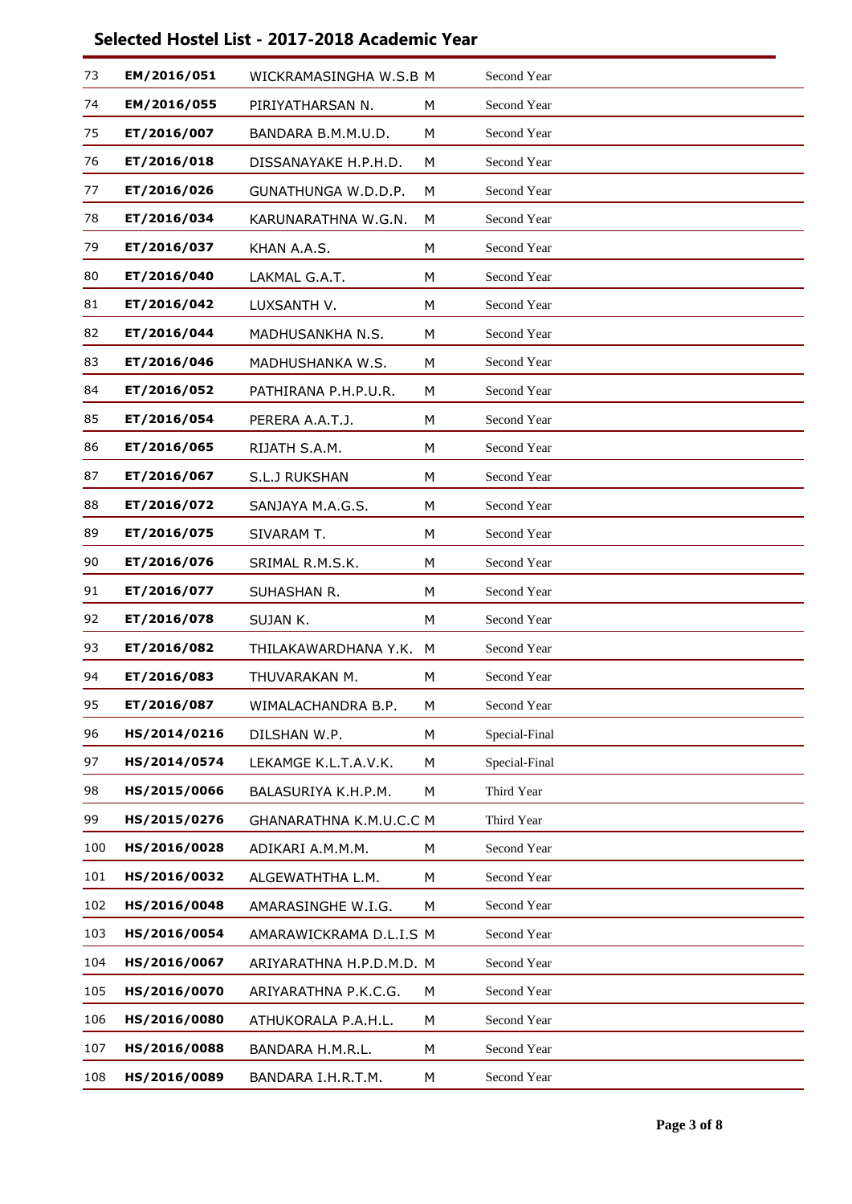## Selected Hostel List - 2017-2018 Academic Year

| | | | | |
|---|---|---|---|---|
| 73 | **EM/2016/051** | WICKRAMASINGHA W.S.B | M | Second Year |
| 74 | **EM/2016/055** | PIRIYATHARSAN N. | M | Second Year |
| 75 | **ET/2016/007** | BANDARA B.M.M.U.D. | M | Second Year |
| 76 | **ET/2016/018** | DISSANAYAKE H.P.H.D. | M | Second Year |
| 77 | **ET/2016/026** | GUNATHUNGA W.D.D.P. | M | Second Year |
| 78 | **ET/2016/034** | KARUNARATHNA W.G.N. | M | Second Year |
| 79 | **ET/2016/037** | KHAN A.A.S. | M | Second Year |
| 80 | **ET/2016/040** | LAKMAL G.A.T. | M | Second Year |
| 81 | **ET/2016/042** | LUXSANTH V. | M | Second Year |
| 82 | **ET/2016/044** | MADHUSANKHA N.S. | M | Second Year |
| 83 | **ET/2016/046** | MADHUSHANKA W.S. | M | Second Year |
| 84 | **ET/2016/052** | PATHIRANA P.H.P.U.R. | M | Second Year |
| 85 | **ET/2016/054** | PERERA A.A.T.J. | M | Second Year |
| 86 | **ET/2016/065** | RIJATH S.A.M. | M | Second Year |
| 87 | **ET/2016/067** | S.L.J RUKSHAN | M | Second Year |
| 88 | **ET/2016/072** | SANJAYA M.A.G.S. | M | Second Year |
| 89 | **ET/2016/075** | SIVARAM T. | M | Second Year |
| 90 | **ET/2016/076** | SRIMAL R.M.S.K. | M | Second Year |
| 91 | **ET/2016/077** | SUHASHAN R. | M | Second Year |
| 92 | **ET/2016/078** | SUJAN K. | M | Second Year |
| 93 | **ET/2016/082** | THILAKAWARDHANA Y.K. | M | Second Year |
| 94 | **ET/2016/083** | THUVARAKAN M. | M | Second Year |
| 95 | **ET/2016/087** | WIMALACHANDRA B.P. | M | Second Year |
| 96 | **HS/2014/0216** | DILSHAN W.P. | M | Special-Final |
| 97 | **HS/2014/0574** | LEKAMGE K.L.T.A.V.K. | M | Special-Final |
| 98 | **HS/2015/0066** | BALASURIYA K.H.P.M. | M | Third Year |
| 99 | **HS/2015/0276** | GHANARATHNA K.M.U.C.C | M | Third Year |
| 100 | **HS/2016/0028** | ADIKARI A.M.M.M. | M | Second Year |
| 101 | **HS/2016/0032** | ALGEWATHTHA L.M. | M | Second Year |
| 102 | **HS/2016/0048** | AMARASINGHE W.I.G. | M | Second Year |
| 103 | **HS/2016/0054** | AMARAWICKRAMA D.L.I.S | M | Second Year |
| 104 | **HS/2016/0067** | ARIYARATHNA H.P.D.M.D. | M | Second Year |
| 105 | **HS/2016/0070** | ARIYARATHNA P.K.C.G. | M | Second Year |
| 106 | **HS/2016/0080** | ATHUKORALA P.A.H.L. | M | Second Year |
| 107 | **HS/2016/0088** | BANDARA H.M.R.L. | M | Second Year |
| 108 | **HS/2016/0089** | BANDARA I.H.R.T.M. | M | Second Year |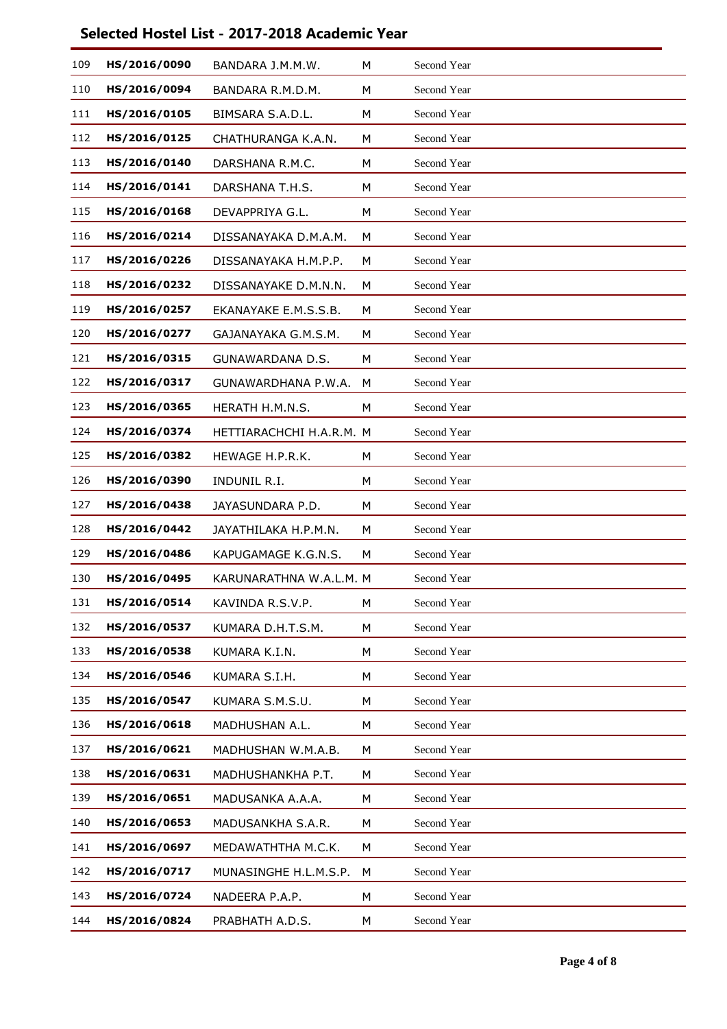# Selected Hostel List - 2017-2018 Academic Year

| | | | | |
|---|---|---|---|---|
| 109 | **HS/2016/0090** | BANDARA J.M.M.W. | M | Second Year |
| 110 | **HS/2016/0094** | BANDARA R.M.D.M. | M | Second Year |
| 111 | **HS/2016/0105** | BIMSARA S.A.D.L. | M | Second Year |
| 112 | **HS/2016/0125** | CHATHURANGA K.A.N. | M | Second Year |
| 113 | **HS/2016/0140** | DARSHANA R.M.C. | M | Second Year |
| 114 | **HS/2016/0141** | DARSHANA T.H.S. | M | Second Year |
| 115 | **HS/2016/0168** | DEVAPPRIYA G.L. | M | Second Year |
| 116 | **HS/2016/0214** | DISSANAYAKA D.M.A.M. | M | Second Year |
| 117 | **HS/2016/0226** | DISSANAYAKA H.M.P.P. | M | Second Year |
| 118 | **HS/2016/0232** | DISSANAYAKE D.M.N.N. | M | Second Year |
| 119 | **HS/2016/0257** | EKANAYAKE E.M.S.S.B. | M | Second Year |
| 120 | **HS/2016/0277** | GAJANAYAKA G.M.S.M. | M | Second Year |
| 121 | **HS/2016/0315** | GUNAWARDANA D.S. | M | Second Year |
| 122 | **HS/2016/0317** | GUNAWARDHANA P.W.A. | M | Second Year |
| 123 | **HS/2016/0365** | HERATH H.M.N.S. | M | Second Year |
| 124 | **HS/2016/0374** | HETTIARACHCHI H.A.R.M. | M | Second Year |
| 125 | **HS/2016/0382** | HEWAGE H.P.R.K. | M | Second Year |
| 126 | **HS/2016/0390** | INDUNIL R.I. | M | Second Year |
| 127 | **HS/2016/0438** | JAYASUNDARA P.D. | M | Second Year |
| 128 | **HS/2016/0442** | JAYATHILAKA H.P.M.N. | M | Second Year |
| 129 | **HS/2016/0486** | KAPUGAMAGE K.G.N.S. | M | Second Year |
| 130 | **HS/2016/0495** | KARUNARATHNA W.A.L.M. | M | Second Year |
| 131 | **HS/2016/0514** | KAVINDA R.S.V.P. | M | Second Year |
| 132 | **HS/2016/0537** | KUMARA D.H.T.S.M. | M | Second Year |
| 133 | **HS/2016/0538** | KUMARA K.I.N. | M | Second Year |
| 134 | **HS/2016/0546** | KUMARA S.I.H. | M | Second Year |
| 135 | **HS/2016/0547** | KUMARA S.M.S.U. | M | Second Year |
| 136 | **HS/2016/0618** | MADHUSHAN A.L. | M | Second Year |
| 137 | **HS/2016/0621** | MADHUSHAN W.M.A.B. | M | Second Year |
| 138 | **HS/2016/0631** | MADHUSHANKHA P.T. | M | Second Year |
| 139 | **HS/2016/0651** | MADUSANKA A.A.A. | M | Second Year |
| 140 | **HS/2016/0653** | MADUSANKHA S.A.R. | M | Second Year |
| 141 | **HS/2016/0697** | MEDAWATHTHA M.C.K. | M | Second Year |
| 142 | **HS/2016/0717** | MUNASINGHE H.L.M.S.P. | M | Second Year |
| 143 | **HS/2016/0724** | NADEERA P.A.P. | M | Second Year |
| 144 | **HS/2016/0824** | PRABHATH A.D.S. | M | Second Year |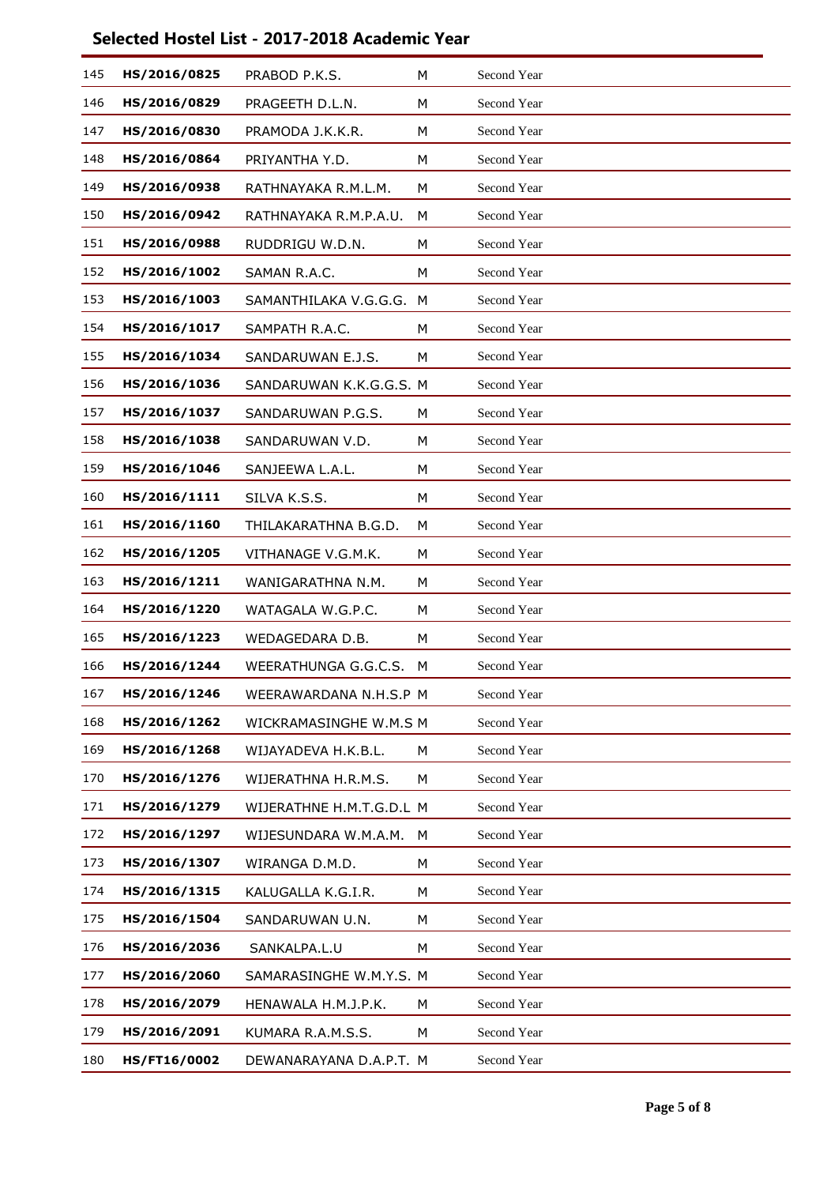## Selected Hostel List - 2017-2018 Academic Year

| | | | | |
|---|---|---|---|---|
| 145 | **HS/2016/0825** | PRABOD P.K.S. | M | Second Year |
| 146 | **HS/2016/0829** | PRAGEETH D.L.N. | M | Second Year |
| 147 | **HS/2016/0830** | PRAMODA J.K.K.R. | M | Second Year |
| 148 | **HS/2016/0864** | PRIYANTHA Y.D. | M | Second Year |
| 149 | **HS/2016/0938** | RATHNAYAKA R.M.L.M. | M | Second Year |
| 150 | **HS/2016/0942** | RATHNAYAKA R.M.P.A.U. | M | Second Year |
| 151 | **HS/2016/0988** | RUDDRIGU W.D.N. | M | Second Year |
| 152 | **HS/2016/1002** | SAMAN R.A.C. | M | Second Year |
| 153 | **HS/2016/1003** | SAMANTHILAKA V.G.G.G. | M | Second Year |
| 154 | **HS/2016/1017** | SAMPATH R.A.C. | M | Second Year |
| 155 | **HS/2016/1034** | SANDARUWAN E.J.S. | M | Second Year |
| 156 | **HS/2016/1036** | SANDARUWAN K.K.G.G.S. | M | Second Year |
| 157 | **HS/2016/1037** | SANDARUWAN P.G.S. | M | Second Year |
| 158 | **HS/2016/1038** | SANDARUWAN V.D. | M | Second Year |
| 159 | **HS/2016/1046** | SANJEEWA L.A.L. | M | Second Year |
| 160 | **HS/2016/1111** | SILVA K.S.S. | M | Second Year |
| 161 | **HS/2016/1160** | THILAKARATHNA B.G.D. | M | Second Year |
| 162 | **HS/2016/1205** | VITHANAGE V.G.M.K. | M | Second Year |
| 163 | **HS/2016/1211** | WANIGARATHNA N.M. | M | Second Year |
| 164 | **HS/2016/1220** | WATAGALA W.G.P.C. | M | Second Year |
| 165 | **HS/2016/1223** | WEDAGEDARA D.B. | M | Second Year |
| 166 | **HS/2016/1244** | WEERATHUNGA G.G.C.S. | M | Second Year |
| 167 | **HS/2016/1246** | WEERAWARDANA N.H.S.P | M | Second Year |
| 168 | **HS/2016/1262** | WICKRAMASINGHE W.M.S | M | Second Year |
| 169 | **HS/2016/1268** | WIJAYADEVA H.K.B.L. | M | Second Year |
| 170 | **HS/2016/1276** | WIJERATHNA H.R.M.S. | M | Second Year |
| 171 | **HS/2016/1279** | WIJERATHNE H.M.T.G.D.L | M | Second Year |
| 172 | **HS/2016/1297** | WIJESUNDARA W.M.A.M. | M | Second Year |
| 173 | **HS/2016/1307** | WIRANGA D.M.D. | M | Second Year |
| 174 | **HS/2016/1315** | KALUGALLA K.G.I.R. | M | Second Year |
| 175 | **HS/2016/1504** | SANDARUWAN U.N. | M | Second Year |
| 176 | **HS/2016/2036** | SANKALPA.L.U | M | Second Year |
| 177 | **HS/2016/2060** | SAMARASINGHE W.M.Y.S. | M | Second Year |
| 178 | **HS/2016/2079** | HENAWALA H.M.J.P.K. | M | Second Year |
| 179 | **HS/2016/2091** | KUMARA R.A.M.S.S. | M | Second Year |
| 180 | **HS/FT16/0002** | DEWANARAYANA D.A.P.T. | M | Second Year |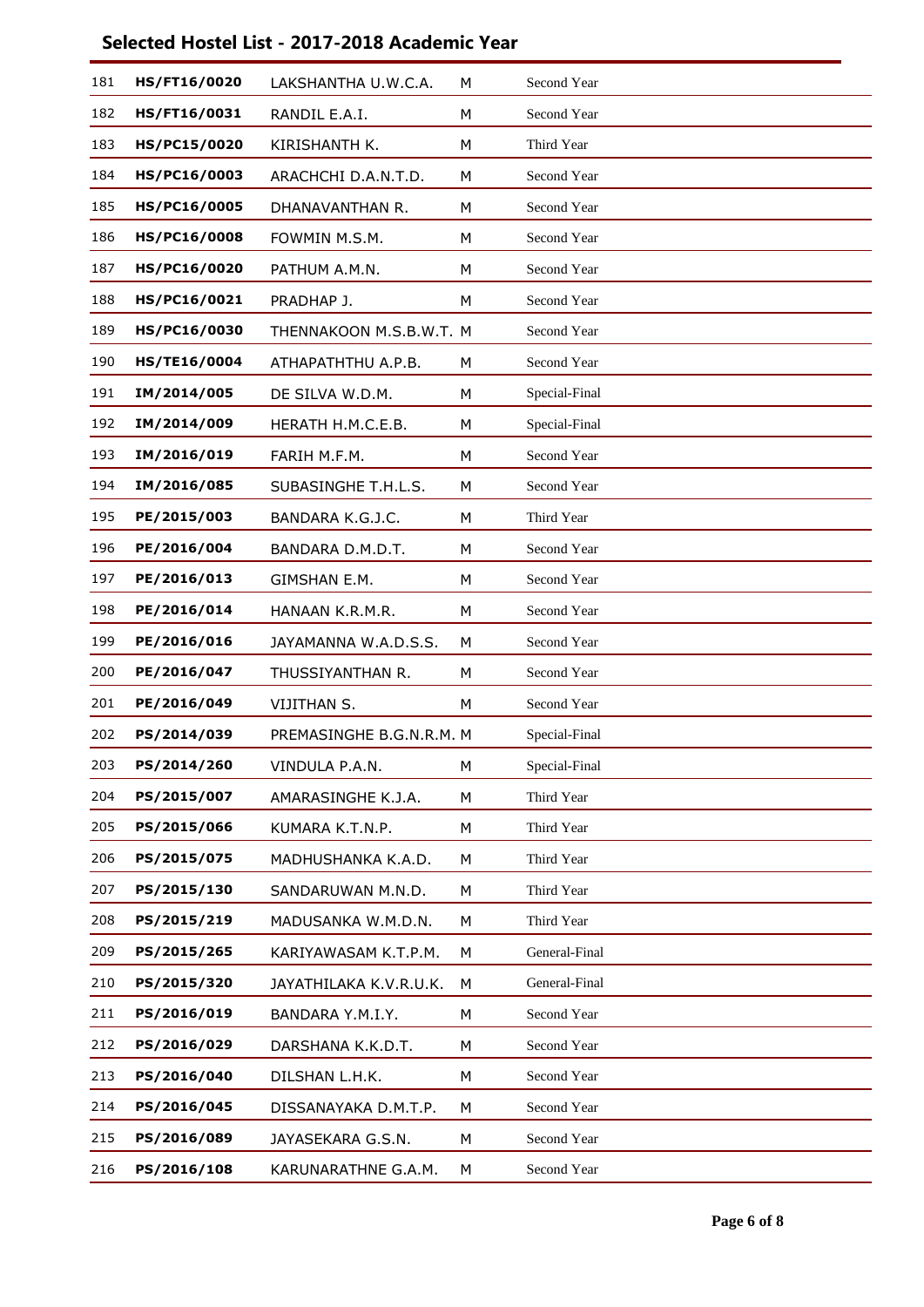## Selected Hostel List - 2017-2018 Academic Year

| | | | | |
|---|---|---|---|---|
| 181 | **HS/FT16/0020** | LAKSHANTHA U.W.C.A. | M | Second Year |
| 182 | **HS/FT16/0031** | RANDIL E.A.I. | M | Second Year |
| 183 | **HS/PC15/0020** | KIRISHANTH K. | M | Third Year |
| 184 | **HS/PC16/0003** | ARACHCHI D.A.N.T.D. | M | Second Year |
| 185 | **HS/PC16/0005** | DHANAVANTHAN R. | M | Second Year |
| 186 | **HS/PC16/0008** | FOWMIN M.S.M. | M | Second Year |
| 187 | **HS/PC16/0020** | PATHUM A.M.N. | M | Second Year |
| 188 | **HS/PC16/0021** | PRADHAP J. | M | Second Year |
| 189 | **HS/PC16/0030** | THENNAKOON M.S.B.W.T. | M | Second Year |
| 190 | **HS/TE16/0004** | ATHAPATHTHU A.P.B. | M | Second Year |
| 191 | **IM/2014/005** | DE SILVA W.D.M. | M | Special-Final |
| 192 | **IM/2014/009** | HERATH H.M.C.E.B. | M | Special-Final |
| 193 | **IM/2016/019** | FARIH M.F.M. | M | Second Year |
| 194 | **IM/2016/085** | SUBASINGHE T.H.L.S. | M | Second Year |
| 195 | **PE/2015/003** | BANDARA K.G.J.C. | M | Third Year |
| 196 | **PE/2016/004** | BANDARA D.M.D.T. | M | Second Year |
| 197 | **PE/2016/013** | GIMSHAN E.M. | M | Second Year |
| 198 | **PE/2016/014** | HANAAN K.R.M.R. | M | Second Year |
| 199 | **PE/2016/016** | JAYAMANNA W.A.D.S.S. | M | Second Year |
| 200 | **PE/2016/047** | THUSSIYANTHAN R. | M | Second Year |
| 201 | **PE/2016/049** | VIJITHAN S. | M | Second Year |
| 202 | **PS/2014/039** | PREMASINGHE B.G.N.R.M. | M | Special-Final |
| 203 | **PS/2014/260** | VINDULA P.A.N. | M | Special-Final |
| 204 | **PS/2015/007** | AMARASINGHE K.J.A. | M | Third Year |
| 205 | **PS/2015/066** | KUMARA K.T.N.P. | M | Third Year |
| 206 | **PS/2015/075** | MADHUSHANKA K.A.D. | M | Third Year |
| 207 | **PS/2015/130** | SANDARUWAN M.N.D. | M | Third Year |
| 208 | **PS/2015/219** | MADUSANKA W.M.D.N. | M | Third Year |
| 209 | **PS/2015/265** | KARIYAWASAM K.T.P.M. | M | General-Final |
| 210 | **PS/2015/320** | JAYATHILAKA K.V.R.U.K. | M | General-Final |
| 211 | **PS/2016/019** | BANDARA Y.M.I.Y. | M | Second Year |
| 212 | **PS/2016/029** | DARSHANA K.K.D.T. | M | Second Year |
| 213 | **PS/2016/040** | DILSHAN L.H.K. | M | Second Year |
| 214 | **PS/2016/045** | DISSANAYAKA D.M.T.P. | M | Second Year |
| 215 | **PS/2016/089** | JAYASEKARA G.S.N. | M | Second Year |
| 216 | **PS/2016/108** | KARUNARATHNE G.A.M. | M | Second Year |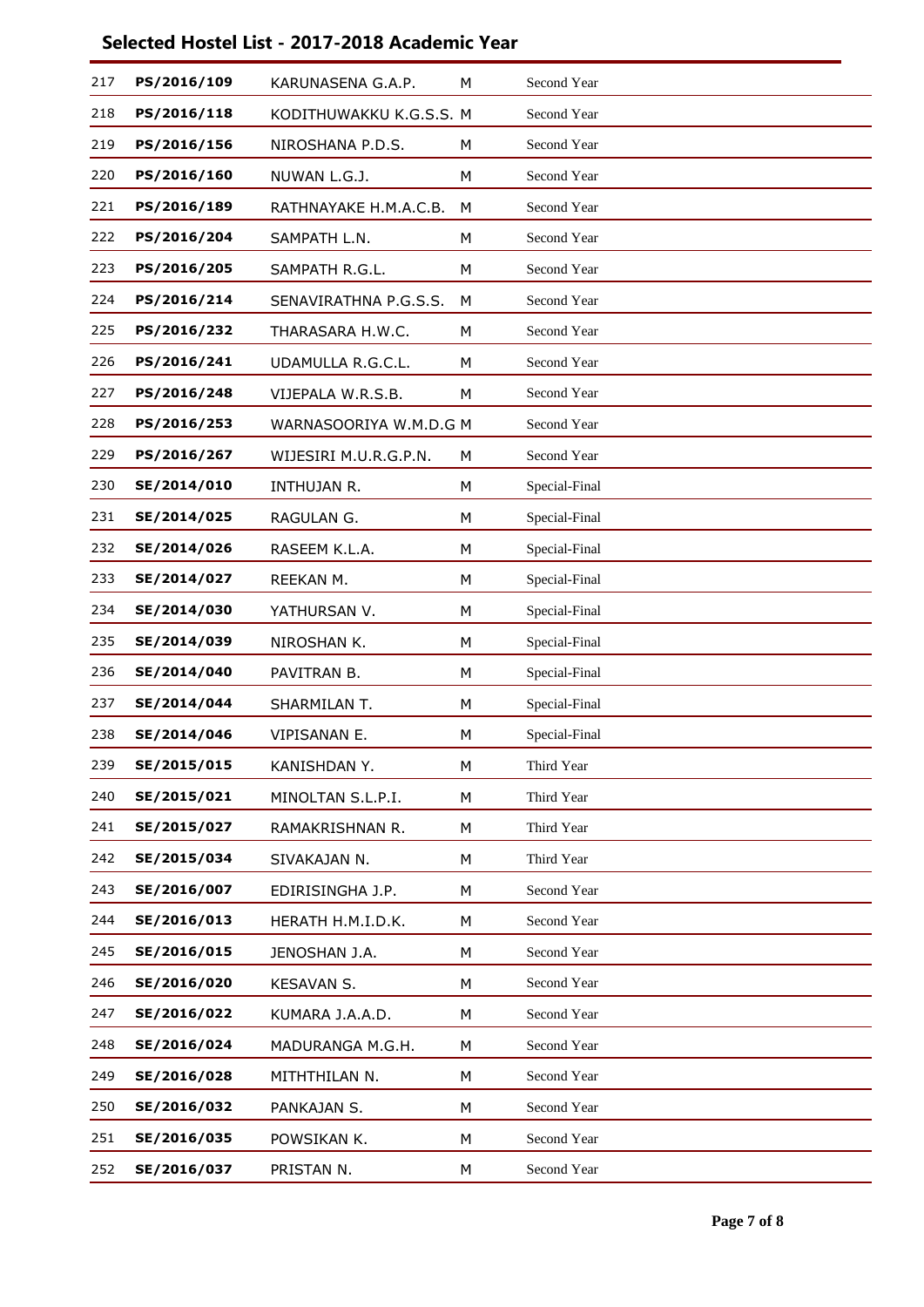## Selected Hostel List - 2017-2018 Academic Year

| | | | | |
|---|---|---|---|---|
| 217 | **PS/2016/109** | KARUNASENA G.A.P. | M | Second Year |
| 218 | **PS/2016/118** | KODITHUWAKKU K.G.S.S. | M | Second Year |
| 219 | **PS/2016/156** | NIROSHANA P.D.S. | M | Second Year |
| 220 | **PS/2016/160** | NUWAN L.G.J. | M | Second Year |
| 221 | **PS/2016/189** | RATHNAYAKE H.M.A.C.B. | M | Second Year |
| 222 | **PS/2016/204** | SAMPATH L.N. | M | Second Year |
| 223 | **PS/2016/205** | SAMPATH R.G.L. | M | Second Year |
| 224 | **PS/2016/214** | SENAVIRATHNA P.G.S.S. | M | Second Year |
| 225 | **PS/2016/232** | THARASARA H.W.C. | M | Second Year |
| 226 | **PS/2016/241** | UDAMULLA R.G.C.L. | M | Second Year |
| 227 | **PS/2016/248** | VIJEPALA W.R.S.B. | M | Second Year |
| 228 | **PS/2016/253** | WARNASOORIYA W.M.D.G | M | Second Year |
| 229 | **PS/2016/267** | WIJESIRI M.U.R.G.P.N. | M | Second Year |
| 230 | **SE/2014/010** | INTHUJAN R. | M | Special-Final |
| 231 | **SE/2014/025** | RAGULAN G. | M | Special-Final |
| 232 | **SE/2014/026** | RASEEM K.L.A. | M | Special-Final |
| 233 | **SE/2014/027** | REEKAN M. | M | Special-Final |
| 234 | **SE/2014/030** | YATHURSAN V. | M | Special-Final |
| 235 | **SE/2014/039** | NIROSHAN K. | M | Special-Final |
| 236 | **SE/2014/040** | PAVITRAN B. | M | Special-Final |
| 237 | **SE/2014/044** | SHARMILAN T. | M | Special-Final |
| 238 | **SE/2014/046** | VIPISANAN E. | M | Special-Final |
| 239 | **SE/2015/015** | KANISHDAN Y. | M | Third Year |
| 240 | **SE/2015/021** | MINOLTAN S.L.P.I. | M | Third Year |
| 241 | **SE/2015/027** | RAMAKRISHNAN R. | M | Third Year |
| 242 | **SE/2015/034** | SIVAKAJAN N. | M | Third Year |
| 243 | **SE/2016/007** | EDIRISINGHA J.P. | M | Second Year |
| 244 | **SE/2016/013** | HERATH H.M.I.D.K. | M | Second Year |
| 245 | **SE/2016/015** | JENOSHAN J.A. | M | Second Year |
| 246 | **SE/2016/020** | KESAVAN S. | M | Second Year |
| 247 | **SE/2016/022** | KUMARA J.A.A.D. | M | Second Year |
| 248 | **SE/2016/024** | MADURANGA M.G.H. | M | Second Year |
| 249 | **SE/2016/028** | MITHTHILAN N. | M | Second Year |
| 250 | **SE/2016/032** | PANKAJAN S. | M | Second Year |
| 251 | **SE/2016/035** | POWSIKAN K. | M | Second Year |
| 252 | **SE/2016/037** | PRISTAN N. | M | Second Year |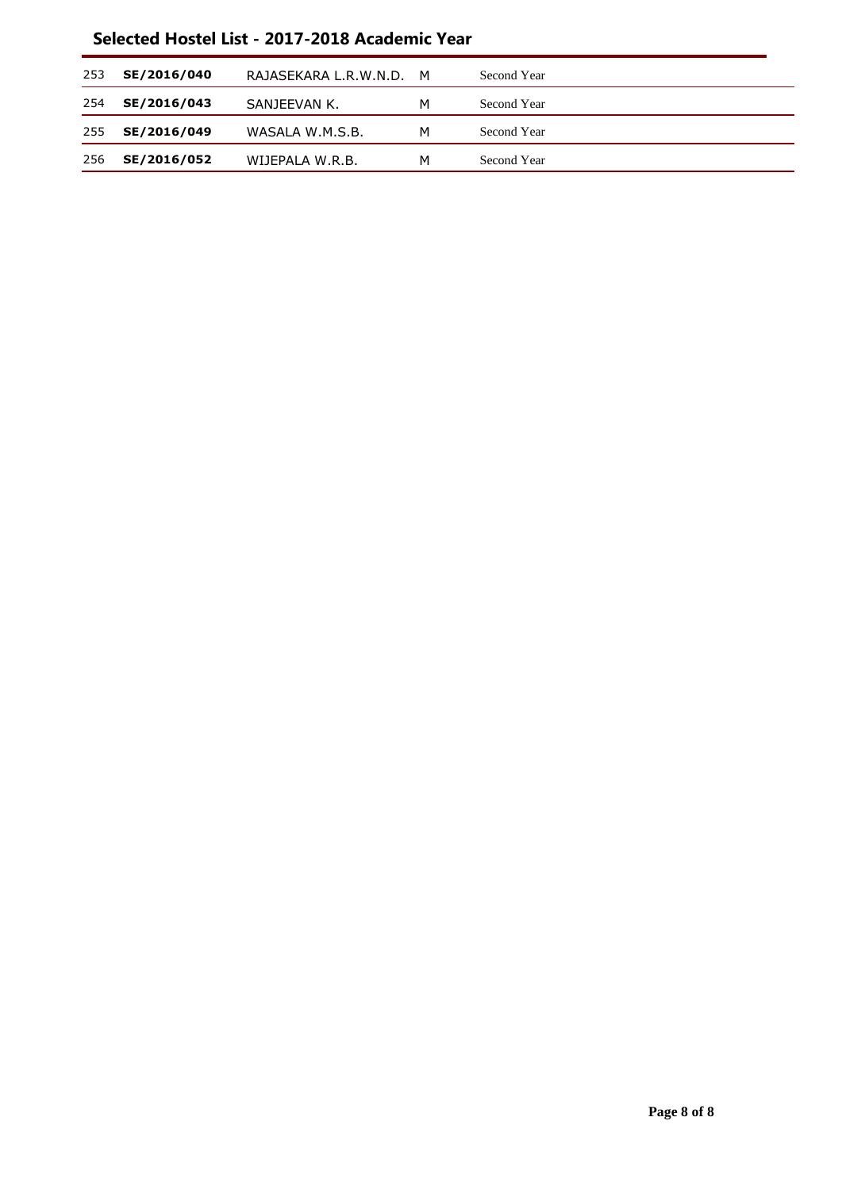## Selected Hostel List - 2017-2018 Academic Year

| | | | | |
|---|---|---|---|---|
| 253 | **SE/2016/040** | RAJASEKARA L.R.W.N.D. | M | Second Year |
| 254 | **SE/2016/043** | SANJEEVAN K. | M | Second Year |
| 255 | **SE/2016/049** | WASALA W.M.S.B. | M | Second Year |
| 256 | **SE/2016/052** | WIJEPALA W.R.B. | M | Second Year |